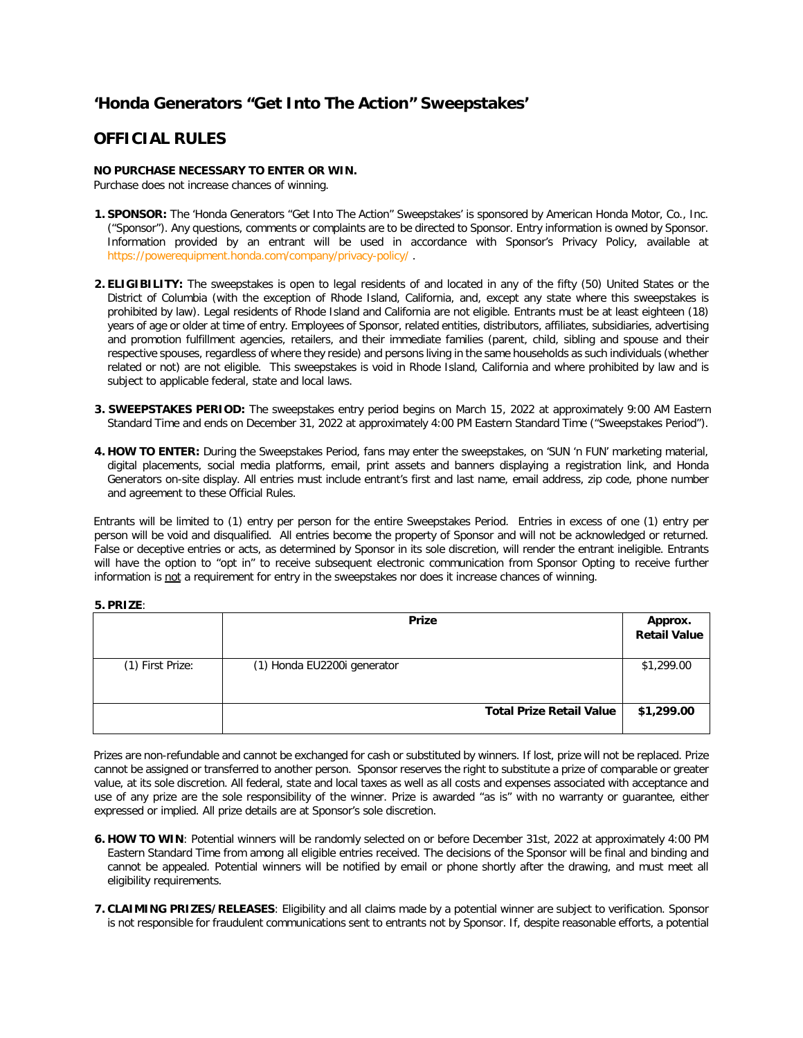# 'Honda Generators "Get Into The Action" Sweepstakes'

## OFFICIAL RULES

**NO PURCHASE NECESSARY TO ENTER OR WIN.**
Purchase does not increase chances of winning.

1. **SPONSOR:** The 'Honda Generators "Get Into The Action" Sweepstakes' is sponsored by American Honda Motor, Co., Inc. ("Sponsor"). Any questions, comments or complaints are to be directed to Sponsor. Entry information is owned by Sponsor. Information provided by an entrant will be used in accordance with Sponsor's Privacy Policy, available at https://powerequipment.honda.com/company/privacy-policy/ .

2. **ELIGIBILITY:** The sweepstakes is open to legal residents of and located in any of the fifty (50) United States or the District of Columbia (with the exception of Rhode Island, California, and, except any state where this sweepstakes is prohibited by law). Legal residents of Rhode Island and California are not eligible. Entrants must be at least eighteen (18) years of age or older at time of entry. Employees of Sponsor, related entities, distributors, affiliates, subsidiaries, advertising and promotion fulfillment agencies, retailers, and their immediate families (parent, child, sibling and spouse and their respective spouses, regardless of where they reside) and persons living in the same households as such individuals (whether related or not) are not eligible. This sweepstakes is void in Rhode Island, California and where prohibited by law and is subject to applicable federal, state and local laws.

3. **SWEEPSTAKES PERIOD:** The sweepstakes entry period begins on March 15, 2022 at approximately 9:00 AM Eastern Standard Time and ends on December 31, 2022 at approximately 4:00 PM Eastern Standard Time ("Sweepstakes Period").

4. **HOW TO ENTER:** During the Sweepstakes Period, fans may enter the sweepstakes, on 'SUN 'n FUN' marketing material, digital placements, social media platforms, email, print assets and banners displaying a registration link, and Honda Generators on-site display. All entries must include entrant's first and last name, email address, zip code, phone number and agreement to these Official Rules.

Entrants will be limited to (1) entry per person for the entire Sweepstakes Period. Entries in excess of one (1) entry per person will be void and disqualified. All entries become the property of Sponsor and will not be acknowledged or returned. False or deceptive entries or acts, as determined by Sponsor in its sole discretion, will render the entrant ineligible. Entrants will have the option to "opt in" to receive subsequent electronic communication from Sponsor Opting to receive further information is not a requirement for entry in the sweepstakes nor does it increase chances of winning.

5. **PRIZE**:

| | Prize | Approx. Retail Value |
|---|---|---|
| (1) First Prize: | (1) Honda EU2200i generator | $1,299.00 |
| | **Total Prize Retail Value** | **$1,299.00** |

Prizes are non-refundable and cannot be exchanged for cash or substituted by winners. If lost, prize will not be replaced. Prize cannot be assigned or transferred to another person. Sponsor reserves the right to substitute a prize of comparable or greater value, at its sole discretion. All federal, state and local taxes as well as all costs and expenses associated with acceptance and use of any prize are the sole responsibility of the winner. Prize is awarded "as is" with no warranty or guarantee, either expressed or implied. All prize details are at Sponsor's sole discretion.

6. **HOW TO WIN**: Potential winners will be randomly selected on or before December 31st, 2022 at approximately 4:00 PM Eastern Standard Time from among all eligible entries received. The decisions of the Sponsor will be final and binding and cannot be appealed. Potential winners will be notified by email or phone shortly after the drawing, and must meet all eligibility requirements.

7. **CLAIMING PRIZES/RELEASES**: Eligibility and all claims made by a potential winner are subject to verification. Sponsor is not responsible for fraudulent communications sent to entrants not by Sponsor. If, despite reasonable efforts, a potential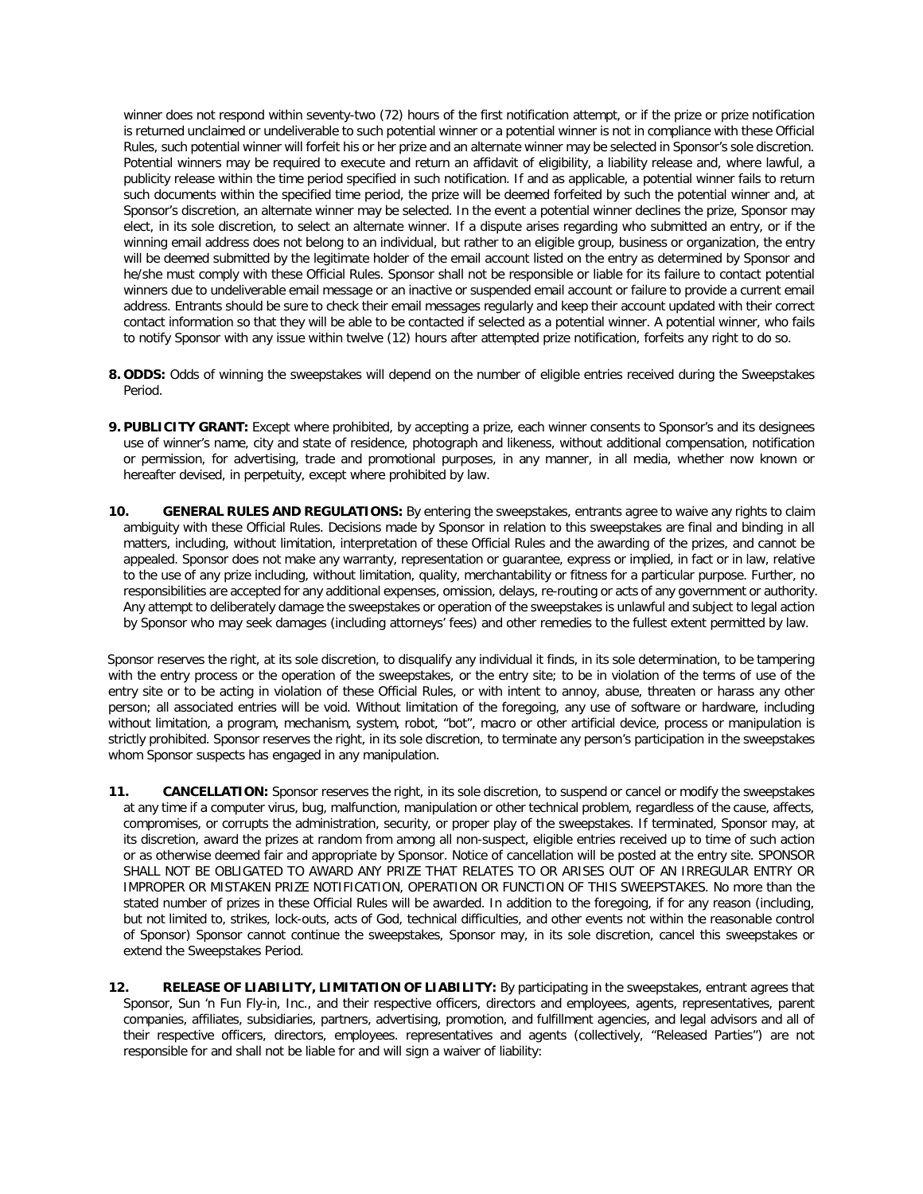winner does not respond within seventy-two (72) hours of the first notification attempt, or if the prize or prize notification is returned unclaimed or undeliverable to such potential winner or a potential winner is not in compliance with these Official Rules, such potential winner will forfeit his or her prize and an alternate winner may be selected in Sponsor's sole discretion. Potential winners may be required to execute and return an affidavit of eligibility, a liability release and, where lawful, a publicity release within the time period specified in such notification. If and as applicable, a potential winner fails to return such documents within the specified time period, the prize will be deemed forfeited by such the potential winner and, at Sponsor's discretion, an alternate winner may be selected. In the event a potential winner declines the prize, Sponsor may elect, in its sole discretion, to select an alternate winner. If a dispute arises regarding who submitted an entry, or if the winning email address does not belong to an individual, but rather to an eligible group, business or organization, the entry will be deemed submitted by the legitimate holder of the email account listed on the entry as determined by Sponsor and he/she must comply with these Official Rules. Sponsor shall not be responsible or liable for its failure to contact potential winners due to undeliverable email message or an inactive or suspended email account or failure to provide a current email address. Entrants should be sure to check their email messages regularly and keep their account updated with their correct contact information so that they will be able to be contacted if selected as a potential winner. A potential winner, who fails to notify Sponsor with any issue within twelve (12) hours after attempted prize notification, forfeits any right to do so.

8. **ODDS:** Odds of winning the sweepstakes will depend on the number of eligible entries received during the Sweepstakes Period.

9. **PUBLICITY GRANT:** Except where prohibited, by accepting a prize, each winner consents to Sponsor's and its designees use of winner's name, city and state of residence, photograph and likeness, without additional compensation, notification or permission, for advertising, trade and promotional purposes, in any manner, in all media, whether now known or hereafter devised, in perpetuity, except where prohibited by law.

10. **GENERAL RULES AND REGULATIONS:** By entering the sweepstakes, entrants agree to waive any rights to claim ambiguity with these Official Rules. Decisions made by Sponsor in relation to this sweepstakes are final and binding in all matters, including, without limitation, interpretation of these Official Rules and the awarding of the prizes, and cannot be appealed. Sponsor does not make any warranty, representation or guarantee, express or implied, in fact or in law, relative to the use of any prize including, without limitation, quality, merchantability or fitness for a particular purpose. Further, no responsibilities are accepted for any additional expenses, omission, delays, re-routing or acts of any government or authority. Any attempt to deliberately damage the sweepstakes or operation of the sweepstakes is unlawful and subject to legal action by Sponsor who may seek damages (including attorneys' fees) and other remedies to the fullest extent permitted by law.

Sponsor reserves the right, at its sole discretion, to disqualify any individual it finds, in its sole determination, to be tampering with the entry process or the operation of the sweepstakes, or the entry site; to be in violation of the terms of use of the entry site or to be acting in violation of these Official Rules, or with intent to annoy, abuse, threaten or harass any other person; all associated entries will be void. Without limitation of the foregoing, any use of software or hardware, including without limitation, a program, mechanism, system, robot, "bot", macro or other artificial device, process or manipulation is strictly prohibited. Sponsor reserves the right, in its sole discretion, to terminate any person's participation in the sweepstakes whom Sponsor suspects has engaged in any manipulation.

11. **CANCELLATION:** Sponsor reserves the right, in its sole discretion, to suspend or cancel or modify the sweepstakes at any time if a computer virus, bug, malfunction, manipulation or other technical problem, regardless of the cause, affects, compromises, or corrupts the administration, security, or proper play of the sweepstakes. If terminated, Sponsor may, at its discretion, award the prizes at random from among all non-suspect, eligible entries received up to time of such action or as otherwise deemed fair and appropriate by Sponsor. Notice of cancellation will be posted at the entry site. SPONSOR SHALL NOT BE OBLIGATED TO AWARD ANY PRIZE THAT RELATES TO OR ARISES OUT OF AN IRREGULAR ENTRY OR IMPROPER OR MISTAKEN PRIZE NOTIFICATION, OPERATION OR FUNCTION OF THIS SWEEPSTAKES. No more than the stated number of prizes in these Official Rules will be awarded. In addition to the foregoing, if for any reason (including, but not limited to, strikes, lock-outs, acts of God, technical difficulties, and other events not within the reasonable control of Sponsor) Sponsor cannot continue the sweepstakes, Sponsor may, in its sole discretion, cancel this sweepstakes or extend the Sweepstakes Period.

12. **RELEASE OF LIABILITY, LIMITATION OF LIABILITY:** By participating in the sweepstakes, entrant agrees that Sponsor, Sun 'n Fun Fly-in, Inc., and their respective officers, directors and employees, agents, representatives, parent companies, affiliates, subsidiaries, partners, advertising, promotion, and fulfillment agencies, and legal advisors and all of their respective officers, directors, employees. representatives and agents (collectively, "Released Parties") are not responsible for and shall not be liable for and will sign a waiver of liability: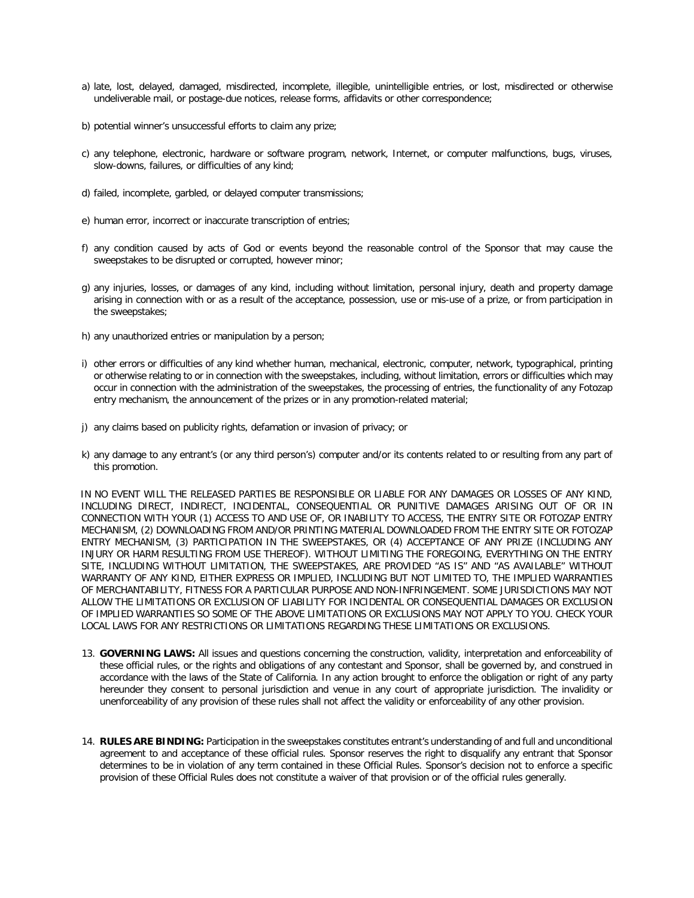a) late, lost, delayed, damaged, misdirected, incomplete, illegible, unintelligible entries, or lost, misdirected or otherwise undeliverable mail, or postage-due notices, release forms, affidavits or other correspondence;

b) potential winner's unsuccessful efforts to claim any prize;

c) any telephone, electronic, hardware or software program, network, Internet, or computer malfunctions, bugs, viruses, slow-downs, failures, or difficulties of any kind;

d) failed, incomplete, garbled, or delayed computer transmissions;

e) human error, incorrect or inaccurate transcription of entries;

f) any condition caused by acts of God or events beyond the reasonable control of the Sponsor that may cause the sweepstakes to be disrupted or corrupted, however minor;

g) any injuries, losses, or damages of any kind, including without limitation, personal injury, death and property damage arising in connection with or as a result of the acceptance, possession, use or mis-use of a prize, or from participation in the sweepstakes;

h) any unauthorized entries or manipulation by a person;

i) other errors or difficulties of any kind whether human, mechanical, electronic, computer, network, typographical, printing or otherwise relating to or in connection with the sweepstakes, including, without limitation, errors or difficulties which may occur in connection with the administration of the sweepstakes, the processing of entries, the functionality of any Fotozap entry mechanism, the announcement of the prizes or in any promotion-related material;

j) any claims based on publicity rights, defamation or invasion of privacy; or

k) any damage to any entrant's (or any third person's) computer and/or its contents related to or resulting from any part of this promotion.

IN NO EVENT WILL THE RELEASED PARTIES BE RESPONSIBLE OR LIABLE FOR ANY DAMAGES OR LOSSES OF ANY KIND, INCLUDING DIRECT, INDIRECT, INCIDENTAL, CONSEQUENTIAL OR PUNITIVE DAMAGES ARISING OUT OF OR IN CONNECTION WITH YOUR (1) ACCESS TO AND USE OF, OR INABILITY TO ACCESS, THE ENTRY SITE OR FOTOZAP ENTRY MECHANISM, (2) DOWNLOADING FROM AND/OR PRINTING MATERIAL DOWNLOADED FROM THE ENTRY SITE OR FOTOZAP ENTRY MECHANISM, (3) PARTICIPATION IN THE SWEEPSTAKES, OR (4) ACCEPTANCE OF ANY PRIZE (INCLUDING ANY INJURY OR HARM RESULTING FROM USE THEREOF). WITHOUT LIMITING THE FOREGOING, EVERYTHING ON THE ENTRY SITE, INCLUDING WITHOUT LIMITATION, THE SWEEPSTAKES, ARE PROVIDED "AS IS" AND "AS AVAILABLE" WITHOUT WARRANTY OF ANY KIND, EITHER EXPRESS OR IMPLIED, INCLUDING BUT NOT LIMITED TO, THE IMPLIED WARRANTIES OF MERCHANTABILITY, FITNESS FOR A PARTICULAR PURPOSE AND NON-INFRINGEMENT. SOME JURISDICTIONS MAY NOT ALLOW THE LIMITATIONS OR EXCLUSION OF LIABILITY FOR INCIDENTAL OR CONSEQUENTIAL DAMAGES OR EXCLUSION OF IMPLIED WARRANTIES SO SOME OF THE ABOVE LIMITATIONS OR EXCLUSIONS MAY NOT APPLY TO YOU. CHECK YOUR LOCAL LAWS FOR ANY RESTRICTIONS OR LIMITATIONS REGARDING THESE LIMITATIONS OR EXCLUSIONS.

13. **GOVERNING LAWS:** All issues and questions concerning the construction, validity, interpretation and enforceability of these official rules, or the rights and obligations of any contestant and Sponsor, shall be governed by, and construed in accordance with the laws of the State of California. In any action brought to enforce the obligation or right of any party hereunder they consent to personal jurisdiction and venue in any court of appropriate jurisdiction. The invalidity or unenforceability of any provision of these rules shall not affect the validity or enforceability of any other provision.

14. **RULES ARE BINDING:** Participation in the sweepstakes constitutes entrant's understanding of and full and unconditional agreement to and acceptance of these official rules. Sponsor reserves the right to disqualify any entrant that Sponsor determines to be in violation of any term contained in these Official Rules. Sponsor's decision not to enforce a specific provision of these Official Rules does not constitute a waiver of that provision or of the official rules generally.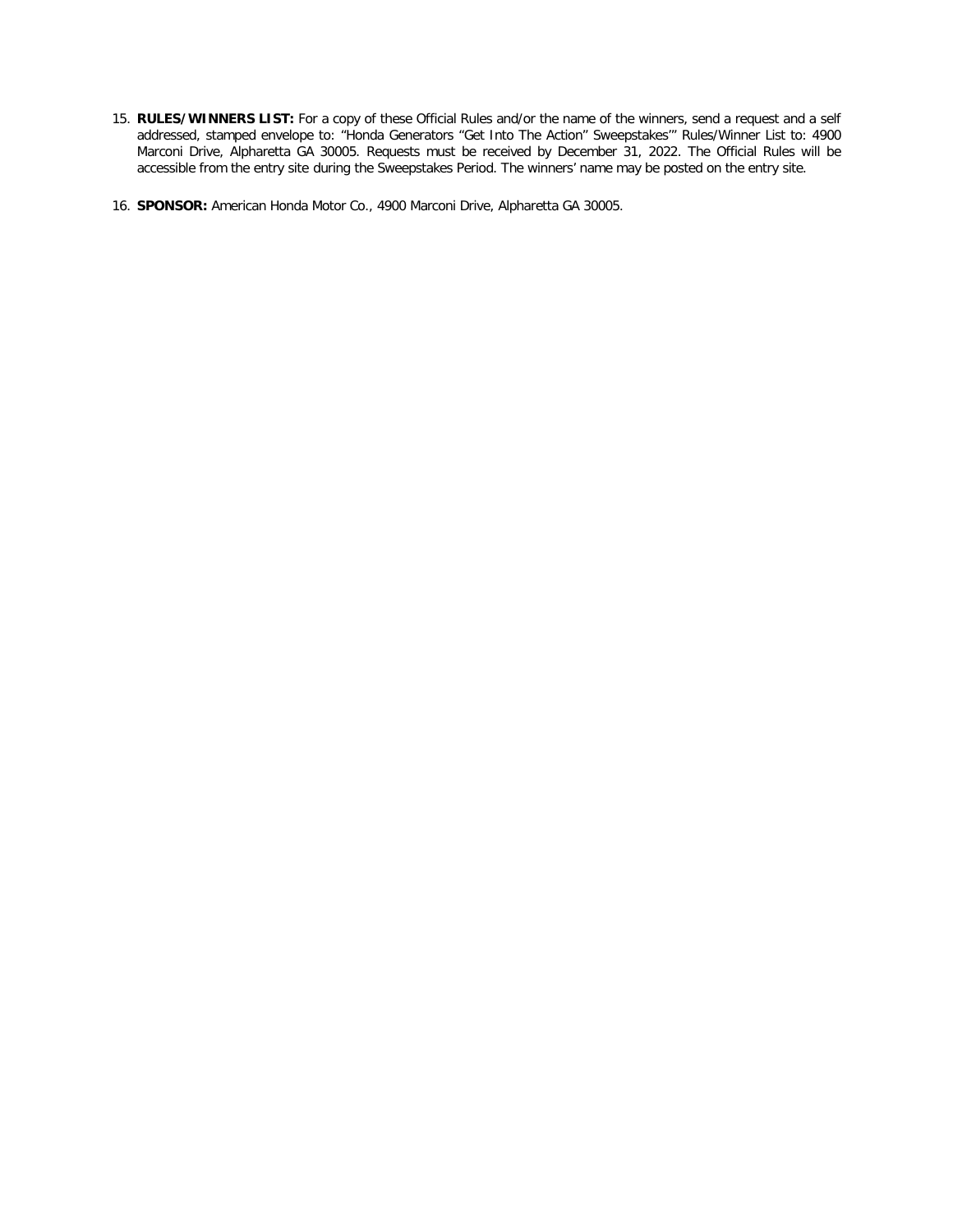15. **RULES/WINNERS LIST:** For a copy of these Official Rules and/or the name of the winners, send a request and a self addressed, stamped envelope to: "Honda Generators "Get Into The Action" Sweepstakes"' Rules/Winner List to: 4900 Marconi Drive, Alpharetta GA 30005. Requests must be received by December 31, 2022. The Official Rules will be accessible from the entry site during the Sweepstakes Period. The winners' name may be posted on the entry site.

16. **SPONSOR:** American Honda Motor Co., 4900 Marconi Drive, Alpharetta GA 30005.